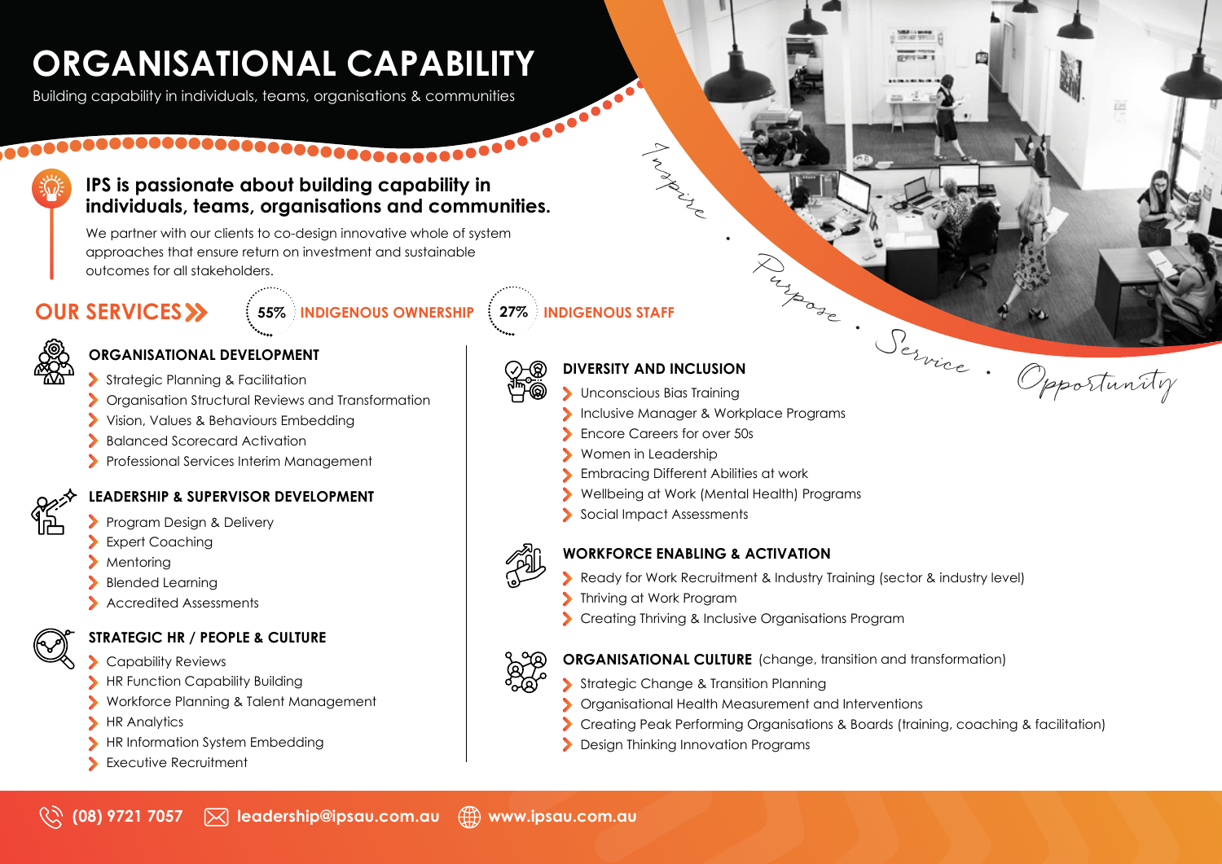# ORGANISATIONAL CAPABILITY

Building capability in individuals, teams, organisations & communities

**IPS is passionate about building capability in individuals, teams, organisations and communities.**

We partner with our clients to co-design innovative whole of system approaches that ensure return on investment and sustainable outcomes for all stakeholders.

*Inspire • Purpose • Service • Opportunity*

## OUR SERVICES

**55%** INDIGENOUS OWNERSHIP

**27%** INDIGENOUS STAFF

### ORGANISATIONAL DEVELOPMENT

- Strategic Planning & Facilitation
- Organisation Structural Reviews and Transformation
- Vision, Values & Behaviours Embedding
- Balanced Scorecard Activation
- Professional Services Interim Management

### LEADERSHIP & SUPERVISOR DEVELOPMENT

- Program Design & Delivery
- Expert Coaching
- Mentoring
- Blended Learning
- Accredited Assessments

### STRATEGIC HR / PEOPLE & CULTURE

- Capability Reviews
- HR Function Capability Building
- Workforce Planning & Talent Management
- HR Analytics
- HR Information System Embedding
- Executive Recruitment

### DIVERSITY AND INCLUSION

- Unconscious Bias Training
- Inclusive Manager & Workplace Programs
- Encore Careers for over 50s
- Women in Leadership
- Embracing Different Abilities at work
- Wellbeing at Work (Mental Health) Programs
- Social Impact Assessments

### WORKFORCE ENABLING & ACTIVATION

- Ready for Work Recruitment & Industry Training (sector & industry level)
- Thriving at Work Program
- Creating Thriving & Inclusive Organisations Program

### ORGANISATIONAL CULTURE (change, transition and transformation)

- Strategic Change & Transition Planning
- Organisational Health Measurement and Interventions
- Creating Peak Performing Organisations & Boards (training, coaching & facilitation)
- Design Thinking Innovation Programs

**(08) 9721 7057** | **leadership@ipsau.com.au** | **www.ipsau.com.au**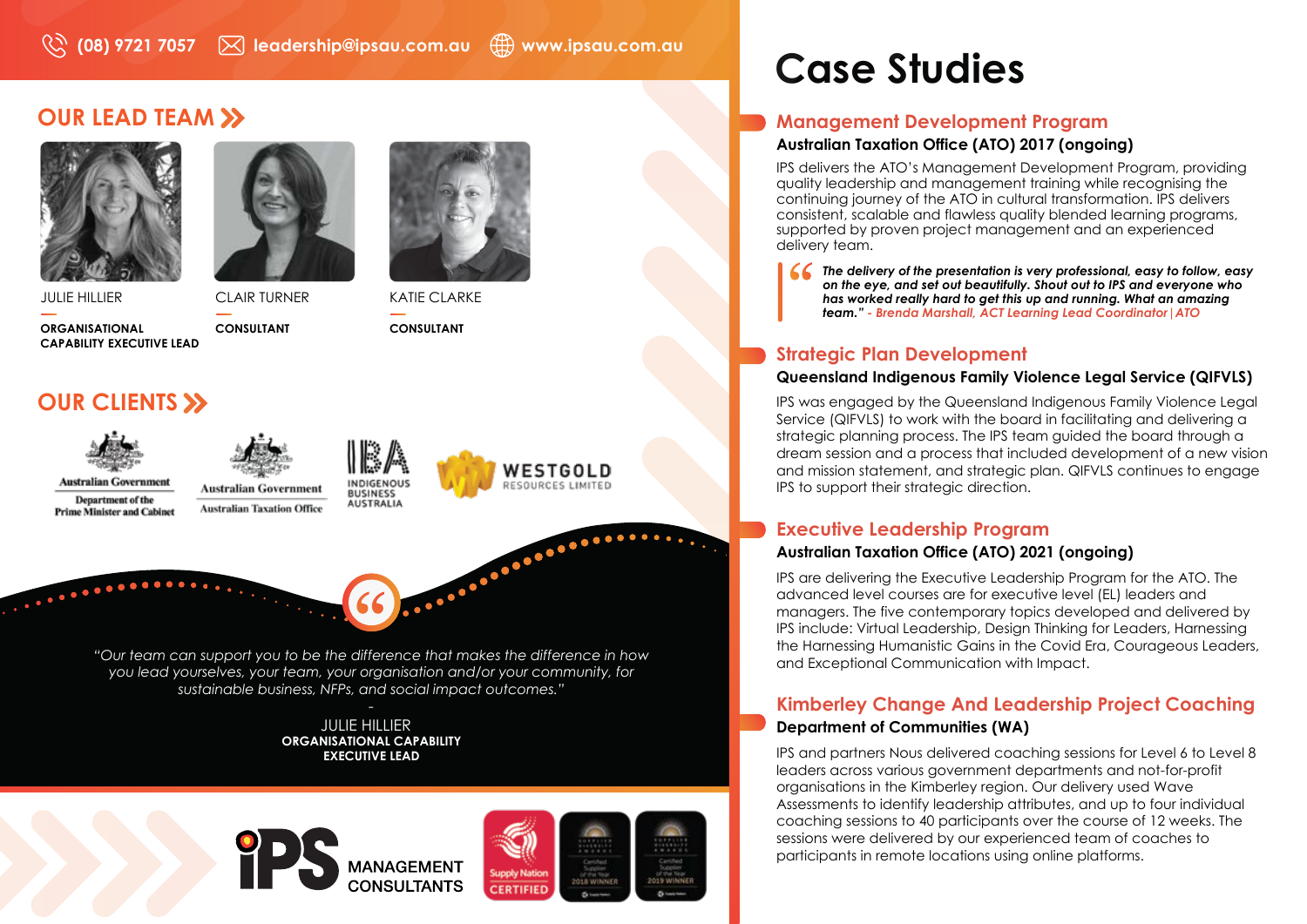(08) 9721 7057 leadership@ipsau.com.au www.ipsau.com.au

## OUR LEAD TEAM »

JULIE HILLIER
**ORGANISATIONAL CAPABILITY EXECUTIVE LEAD**

CLAIR TURNER
**CONSULTANT**

KATIE CLARKE
**CONSULTANT**

## OUR CLIENTS »

Australian Government Department of the Prime Minister and Cabinet

Australian Government Australian Taxation Office

IBA Indigenous Business Australia

Westgold Resources Limited

*"Our team can support you to be the difference that makes the difference in how you lead yourselves, your team, your organisation and/or your community, for sustainable business, NFPs, and social impact outcomes."*

-

JULIE HILLIER
**ORGANISATIONAL CAPABILITY EXECUTIVE LEAD**

IPS MANAGEMENT CONSULTANTS

Supply Nation CERTIFIED

# Case Studies

## Management Development Program

**Australian Taxation Office (ATO) 2017 (ongoing)**

IPS delivers the ATO's Management Development Program, providing quality leadership and management training while recognising the continuing journey of the ATO in cultural transformation. IPS delivers consistent, scalable and flawless quality blended learning programs, supported by proven project management and an experienced delivery team.

> ***The delivery of the presentation is very professional, easy to follow, easy on the eye, and set out beautifully. Shout out to IPS and everyone who has worked really hard to get this up and running. What an amazing team."*** *- Brenda Marshall, ACT Learning Lead Coordinator | ATO*

## Strategic Plan Development

**Queensland Indigenous Family Violence Legal Service (QIFVLS)**

IPS was engaged by the Queensland Indigenous Family Violence Legal Service (QIFVLS) to work with the board in facilitating and developing a strategic planning process. The IPS team guided the board through a dream session and a process that included development of a new vision and mission statement, and strategic plan. QIFVLS continues to engage IPS to support their strategic direction.

## Executive Leadership Program

**Australian Taxation Office (ATO) 2021 (ongoing)**

IPS are delivering the Executive Leadership Program for the ATO. The advanced level courses are for executive level (EL) leaders and managers. The five contemporary topics developed and delivered by IPS include: Virtual Leadership, Design Thinking for Leaders, Harnessing the Harnessing Humanistic Gains in the Covid Era, Courageous Leaders, and Exceptional Communication with Impact.

## Kimberley Change And Leadership Project Coaching

**Department of Communities (WA)**

IPS and partners Nous delivered coaching sessions for Level 6 to Level 8 leaders across various government departments and not-for-profit organisations in the Kimberley region. Our delivery used Wave Assessments to identify leadership attributes, and up to four individual coaching sessions to 40 participants over the course of 12 weeks. The sessions were delivered by our experienced team of coaches to participants in remote locations using online platforms.